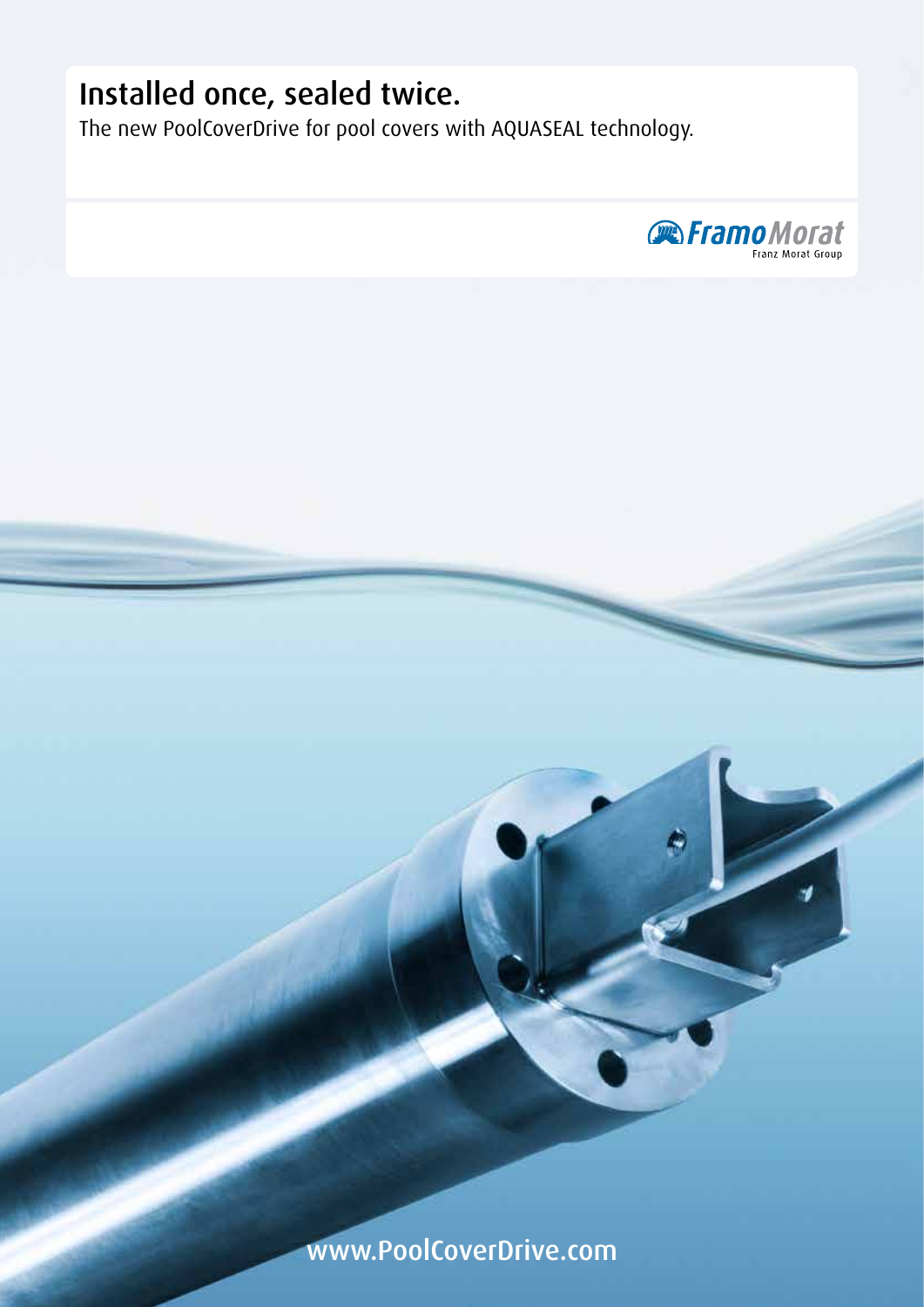# Installed once, sealed twice.

The new PoolCoverDrive for pool covers with AQUASEAL technology.

FramoMorat
Franz Morat Group

www.PoolCoverDrive.com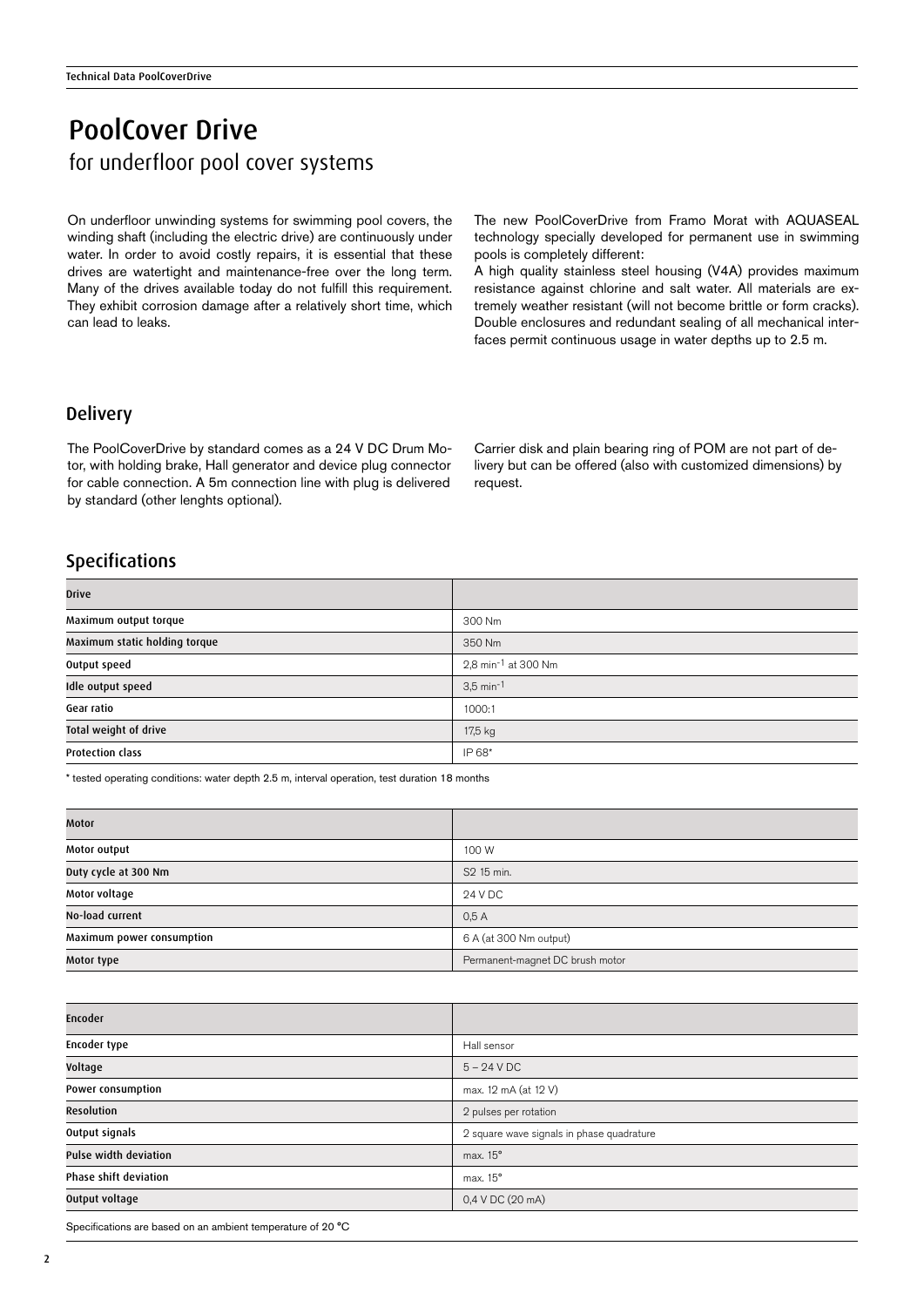# PoolCover Drive

## for underfloor pool cover systems

On underfloor unwinding systems for swimming pool covers, the winding shaft (including the electric drive) are continuously under water. In order to avoid costly repairs, it is essential that these drives are watertight and maintenance-free over the long term. Many of the drives available today do not fulfill this requirement. They exhibit corrosion damage after a relatively short time, which can lead to leaks.

The new PoolCoverDrive from Framo Morat with AQUASEAL technology specially developed for permanent use in swimming pools is completely different:
A high quality stainless steel housing (V4A) provides maximum resistance against chlorine and salt water. All materials are extremely weather resistant (will not become brittle or form cracks). Double enclosures and redundant sealing of all mechanical interfaces permit continuous usage in water depths up to 2.5 m.

## Delivery

The PoolCoverDrive by standard comes as a 24 V DC Drum Motor, with holding brake, Hall generator and device plug connector for cable connection. A 5m connection line with plug is delivered by standard (other lenghts optional).

Carrier disk and plain bearing ring of POM are not part of delivery but can be offered (also with customized dimensions) by request.

## Specifications

| Drive | |
|---|---|
| Maximum output torque | 300 Nm |
| Maximum static holding torque | 350 Nm |
| Output speed | 2,8 $min^{-1}$ at 300 Nm |
| Idle output speed | 3,5 $min^{-1}$ |
| Gear ratio | 1000:1 |
| Total weight of drive | 17,5 kg |
| Protection class | IP 68* |

* tested operating conditions: water depth 2.5 m, interval operation, test duration 18 months

| Motor | |
|---|---|
| Motor output | 100 W |
| Duty cycle at 300 Nm | S2 15 min. |
| Motor voltage | 24 V DC |
| No-load current | 0,5 A |
| Maximum power consumption | 6 A (at 300 Nm output) |
| Motor type | Permanent-magnet DC brush motor |

| Encoder | |
|---|---|
| Encoder type | Hall sensor |
| Voltage | 5 – 24 V DC |
| Power consumption | max. 12 mA (at 12 V) |
| Resolution | 2 pulses per rotation |
| Output signals | 2 square wave signals in phase quadrature |
| Pulse width deviation | max. 15° |
| Phase shift deviation | max. 15° |
| Output voltage | 0,4 V DC (20 mA) |

Specifications are based on an ambient temperature of 20 °C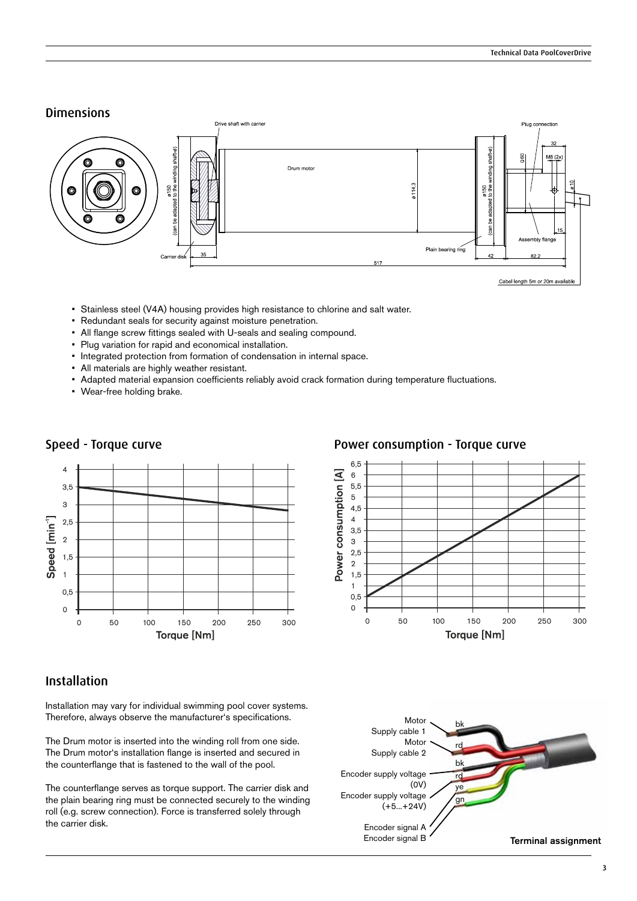## Dimensions

Drive shaft with carrier

Plug connection

Drum motor

ø150 (can be adapted to the winding shaft-e)

ø 114,3

ø150 (can be adapted to the winding shaft-e)

Q 60

32

M8 (2x)

ø 10

15

Assembly flange

Plain bearing ring

Carrier disk

35

42

82,2

517

Cabel length 5m or 20m available

- Stainless steel (V4A) housing provides high resistance to chlorine and salt water.
- Redundant seals for security against moisture penetration.
- All flange screw fittings sealed with U-seals and sealing compound.
- Plug variation for rapid and economical installation.
- Integrated protection from formation of condensation in internal space.
- All materials are highly weather resistant.
- Adapted material expansion coefficients reliably avoid crack formation during temperature fluctuations.
- Wear-free holding brake.

## Speed - Torque curve

Speed [min$^{-1}$]

4
3,5
3
2,5
2
1,5
1
0,5
0

0 50 100 150 200 250 300

Torque [Nm]

## Power consumption - Torque curve

Power consumption [A]

6,5
6
5,5
5
4,5
4
3,5
3
2,5
2
1,5
1
0,5
0

0 50 100 150 200 250 300

Torque [Nm]

## Installation

Installation may vary for individual swimming pool cover systems. Therefore, always observe the manufacturer's specifications.

The Drum motor is inserted into the winding roll from one side. The Drum motor's installation flange is inserted and secured in the counterflange that is fastened to the wall of the pool.

The counterflange serves as torque support. The carrier disk and the plain bearing ring must be connected securely to the winding roll (e.g. screw connection). Force is transferred solely through the carrier disk.

Motor Supply cable 1 — bk

Motor Supply cable 2 — rd

Encoder supply voltage (0V) — bk

Encoder supply voltage (+5...+24V) — rd

Encoder signal A — ye

Encoder signal B — gn

Terminal assignment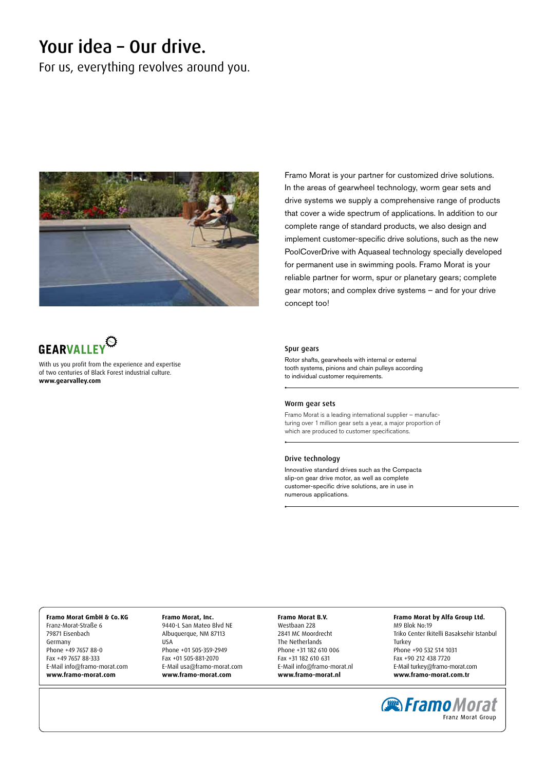# Your idea – Our drive.

For us, everything revolves around you.

Framo Morat is your partner for customized drive solutions. In the areas of gearwheel technology, worm gear sets and drive systems we supply a comprehensive range of products that cover a wide spectrum of applications. In addition to our complete range of standard products, we also design and implement customer-specific drive solutions, such as the new PoolCoverDrive with Aquaseal technology specially developed for permanent use in swimming pools. Framo Morat is your reliable partner for worm, spur or planetary gears; complete gear motors; and complex drive systems – and for your drive concept too!

GEARVALLEY

With us you profit from the experience and expertise of two centuries of Black Forest industrial culture.
**www.gearvalley.com**

### Spur gears

Rotor shafts, gearwheels with internal or external tooth systems, pinions and chain pulleys according to individual customer requirements.

### Worm gear sets

Framo Morat is a leading international supplier – manufacturing over 1 million gear sets a year, a major proportion of which are produced to customer specifications.

### Drive technology

Innovative standard drives such as the Compacta slip-on gear drive motor, as well as complete customer-specific drive solutions, are in use in numerous applications.

**Framo Morat GmbH & Co. KG**
Franz-Morat-Straße 6
79871 Eisenbach
Germany
Phone +49 7657 88-0
Fax +49 7657 88-333
E-Mail info@framo-morat.com
**www.framo-morat.com**

**Framo Morat, Inc.**
9440-L San Mateo Blvd NE
Albuquerque, NM 87113
USA
Phone +01 505-359-2949
Fax +01 505-881-2070
E-Mail usa@framo-morat.com
**www.framo-morat.com**

**Framo Morat B.V.**
Westbaan 228
2841 MC Moordrecht
The Netherlands
Phone +31 182 610 006
Fax +31 182 610 631
E-Mail info@framo-morat.nl
**www.framo-morat.nl**

**Framo Morat by Alfa Group Ltd.**
M9 Blok No:19
Triko Center Ikitelli Basaksehir Istanbul
Turkey
Phone +90 532 514 1031
Fax +90 212 438 7720
E-Mail turkey@framo-morat.com
**www.framo-morat.com.tr**

Framo Morat
Franz Morat Group